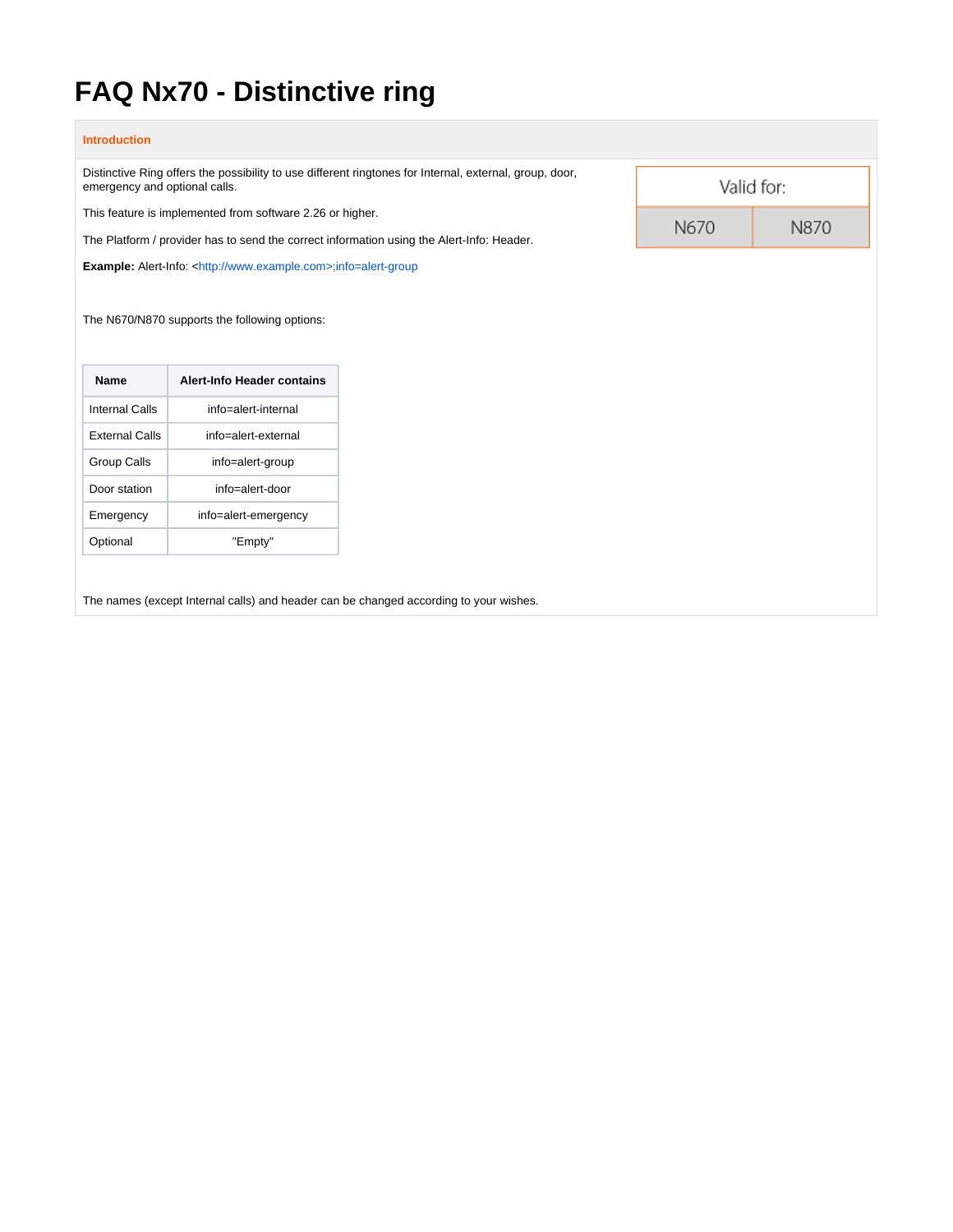# FAQ Nx70 - Distinctive ring

## Introduction

Distinctive Ring offers the possibility to use different ringtones for Internal, external, group, door, emergency and optional calls.

This feature is implemented from software 2.26 or higher.

The Platform / provider has to send the correct information using the Alert-Info: Header.

**Example:** Alert-Info: <http://www.example.com>;info=alert-group

| Valid for: | |
|---|---|
| N670 | N870 |

The N670/N870 supports the following options:

| Name | Alert-Info Header contains |
|---|---|
| Internal Calls | info=alert-internal |
| External Calls | info=alert-external |
| Group Calls | info=alert-group |
| Door station | info=alert-door |
| Emergency | info=alert-emergency |
| Optional | "Empty" |

The names (except Internal calls) and header can be changed according to your wishes.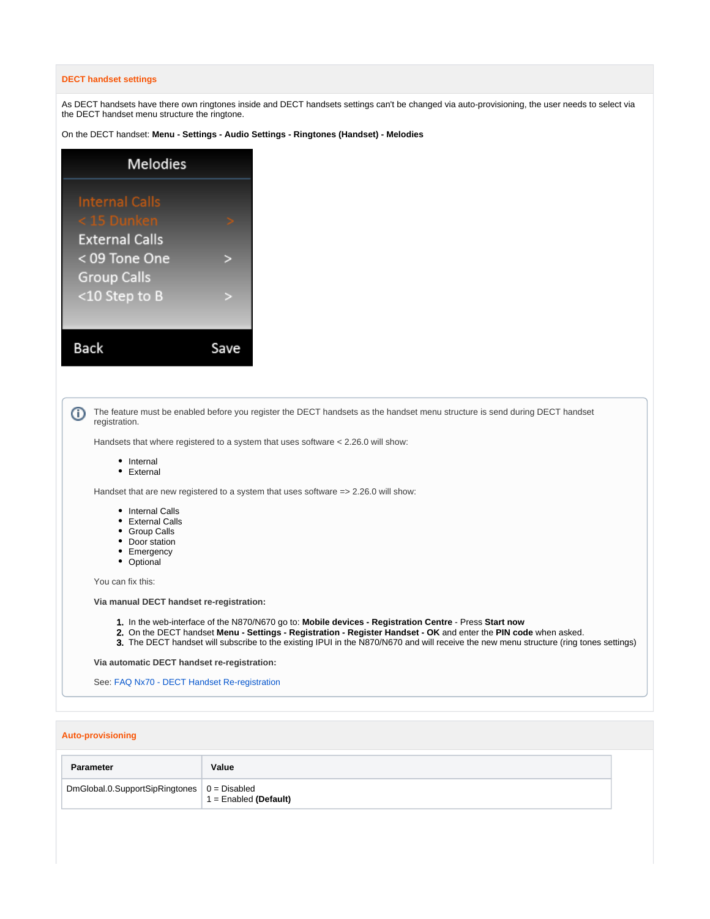### DECT handset settings

As DECT handsets have there own ringtones inside and DECT handsets settings can't be changed via auto-provisioning, the user needs to select via the DECT handset menu structure the ringtone.

On the DECT handset: **Menu - Settings - Audio Settings - Ringtones (Handset) - Melodies**

Melodies

Internal Calls
< 15 Dunken >
External Calls
< 09 Tone One >
Group Calls
<10 Step to B >

Back Save

The feature must be enabled before you register the DECT handsets as the handset menu structure is send during DECT handset registration.

Handsets that where registered to a system that uses software < 2.26.0 will show:

- Internal
- External

Handset that are new registered to a system that uses software => 2.26.0 will show:

- Internal Calls
- External Calls
- Group Calls
- Door station
- Emergency
- Optional

You can fix this:

**Via manual DECT handset re-registration:**

1. In the web-interface of the N870/N670 go to: **Mobile devices - Registration Centre** - Press **Start now**
2. On the DECT handset **Menu - Settings - Registration - Register Handset - OK** and enter the **PIN code** when asked.
3. The DECT handset will subscribe to the existing IPUI in the N870/N670 and will receive the new menu structure (ring tones settings)

**Via automatic DECT handset re-registration:**

See: FAQ Nx70 - DECT Handset Re-registration

### Auto-provisioning

| Parameter | Value |
| --- | --- |
| DmGlobal.0.SupportSipRingtones | 0 = Disabled<br>1 = Enabled **(Default)** |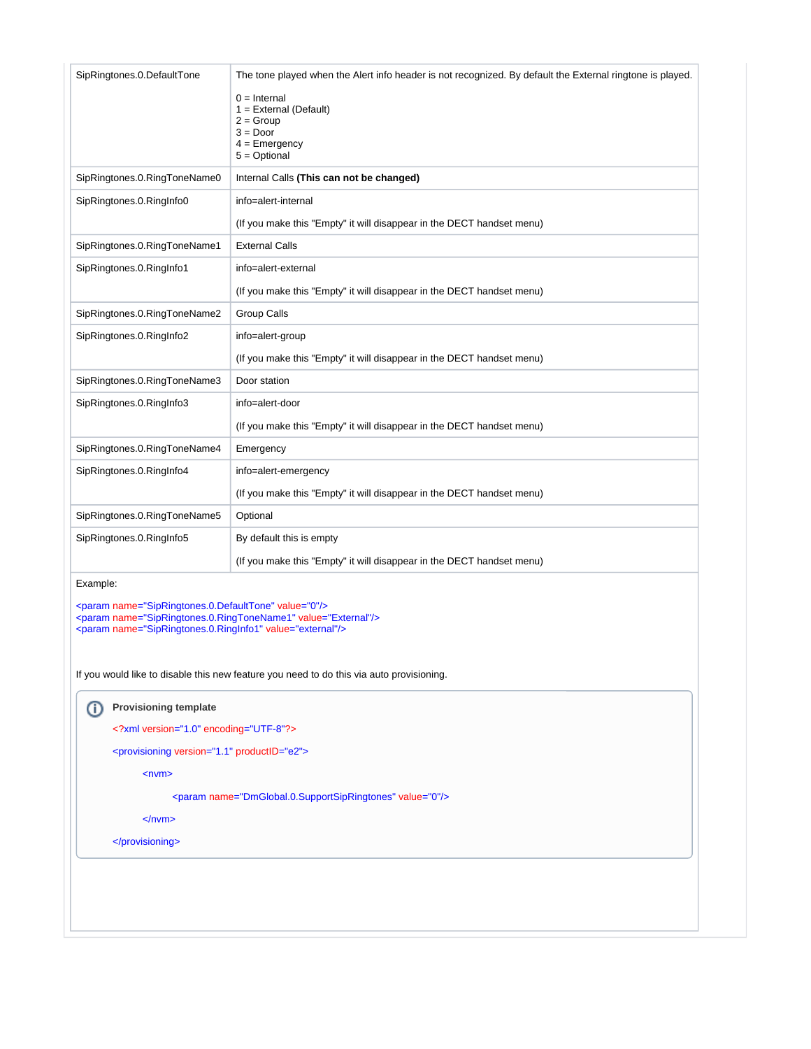| SipRingtones.0.DefaultTone | The tone played when the Alert info header is not recognized. By default the External ringtone is played.<br><br>0 = Internal<br>1 = External (Default)<br>2 = Group<br>3 = Door<br>4 = Emergency<br>5 = Optional |
|---|---|
| SipRingtones.0.RingToneName0 | Internal Calls **(This can not be changed)** |
| SipRingtones.0.RingInfo0 | info=alert-internal<br><br>(If you make this "Empty" it will disappear in the DECT handset menu) |
| SipRingtones.0.RingToneName1 | External Calls |
| SipRingtones.0.RingInfo1 | info=alert-external<br><br>(If you make this "Empty" it will disappear in the DECT handset menu) |
| SipRingtones.0.RingToneName2 | Group Calls |
| SipRingtones.0.RingInfo2 | info=alert-group<br><br>(If you make this "Empty" it will disappear in the DECT handset menu) |
| SipRingtones.0.RingToneName3 | Door station |
| SipRingtones.0.RingInfo3 | info=alert-door<br><br>(If you make this "Empty" it will disappear in the DECT handset menu) |
| SipRingtones.0.RingToneName4 | Emergency |
| SipRingtones.0.RingInfo4 | info=alert-emergency<br><br>(If you make this "Empty" it will disappear in the DECT handset menu) |
| SipRingtones.0.RingToneName5 | Optional |
| SipRingtones.0.RingInfo5 | By default this is empty<br><br>(If you make this "Empty" it will disappear in the DECT handset menu) |

Example:

```
<param name="SipRingtones.0.DefaultTone" value="0"/>
<param name="SipRingtones.0.RingToneName1" value="External"/>
<param name="SipRingtones.0.RingInfo1" value="external"/>
```

If you would like to disable this new feature you need to do this via auto provisioning.

**Provisioning template**

```
<?xml version="1.0" encoding="UTF-8"?>
<provisioning version="1.1" productID="e2">
    <nvm>
        <param name="DmGlobal.0.SupportSipRingtones" value="0"/>
    </nvm>
</provisioning>
```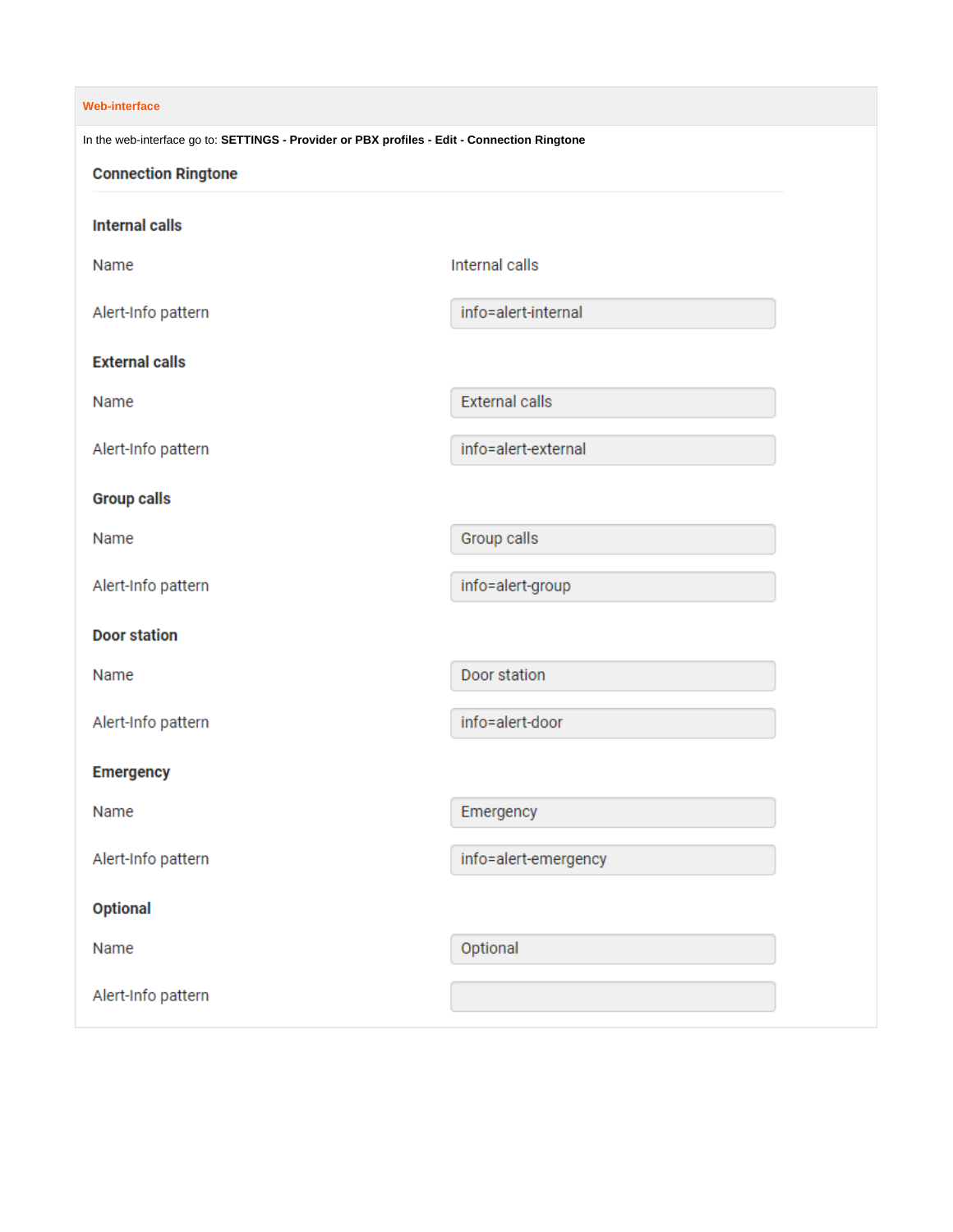**Web-interface**

In the web-interface go to: **SETTINGS - Provider or PBX profiles - Edit - Connection Ringtone**

### Connection Ringtone

#### Internal calls

| | |
|---|---|
| Name | Internal calls |
| Alert-Info pattern | info=alert-internal |

#### External calls

| | |
|---|---|
| Name | External calls |
| Alert-Info pattern | info=alert-external |

#### Group calls

| | |
|---|---|
| Name | Group calls |
| Alert-Info pattern | info=alert-group |

#### Door station

| | |
|---|---|
| Name | Door station |
| Alert-Info pattern | info=alert-door |

#### Emergency

| | |
|---|---|
| Name | Emergency |
| Alert-Info pattern | info=alert-emergency |

#### Optional

| | |
|---|---|
| Name | Optional |
| Alert-Info pattern | |